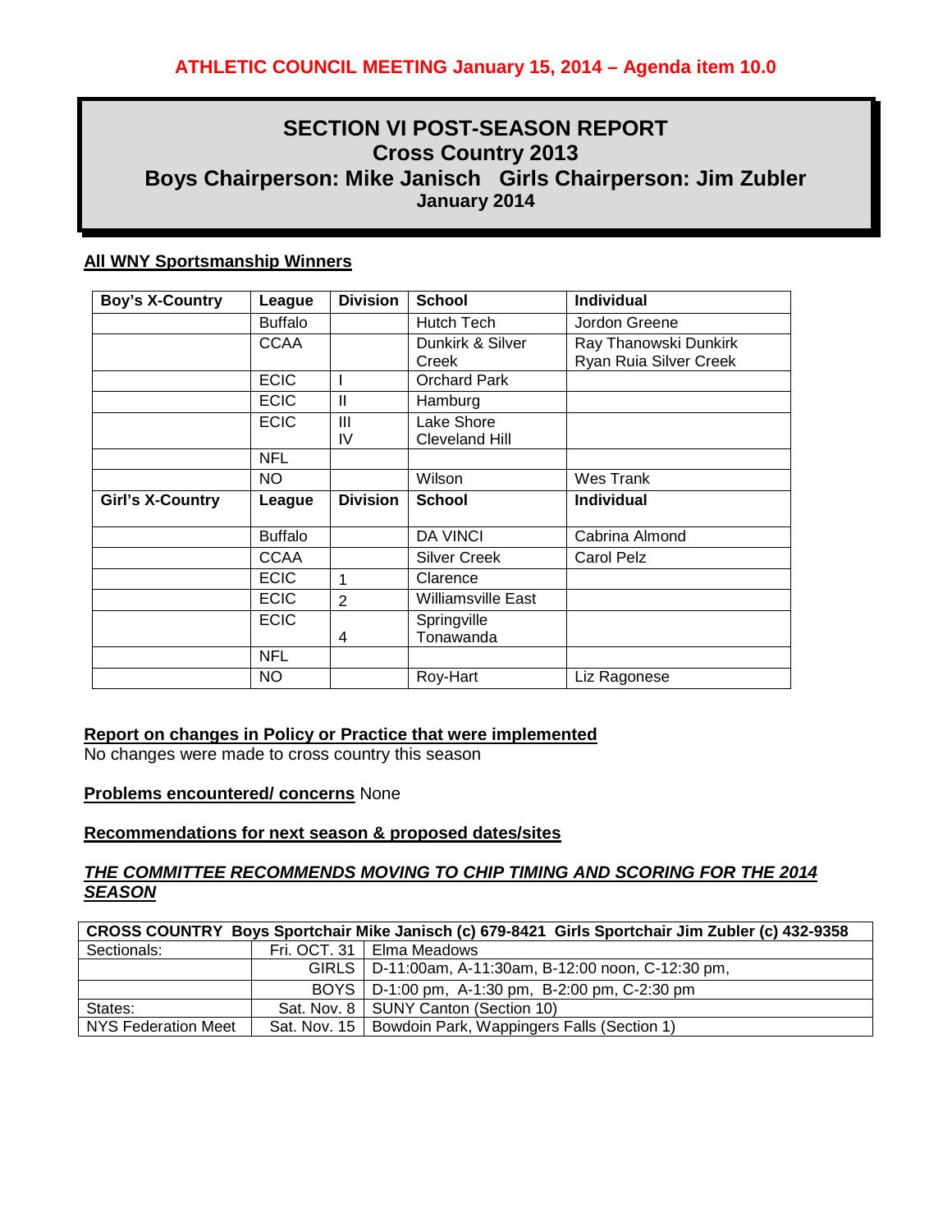**ATHLETIC COUNCIL MEETING January 15, 2014 – Agenda item 10.0**

# SECTION VI POST-SEASON REPORT
## Cross Country 2013
## Boys Chairperson: Mike Janisch   Girls Chairperson: Jim Zubler
### January 2014

**All WNY Sportsmanship Winners**

| Boy's X-Country | League | Division | School | Individual |
|---|---|---|---|---|
| | Buffalo | | Hutch Tech | Jordon Greene |
| | CCAA | | Dunkirk & Silver Creek | Ray Thanowski Dunkirk<br>Ryan Ruia Silver Creek |
| | ECIC | I | Orchard Park | |
| | ECIC | II | Hamburg | |
| | ECIC | III<br>IV | Lake Shore<br>Cleveland Hill | |
| | NFL | | | |
| | NO | | Wilson | Wes Trank |
| **Girl's X-Country** | **League** | **Division** | **School** | **Individual** |
| | Buffalo | | DA VINCI | Cabrina Almond |
| | CCAA | | Silver Creek | Carol Pelz |
| | ECIC | 1 | Clarence | |
| | ECIC | 2 | Williamsville East | |
| | ECIC | 4 | Springville<br>Tonawanda | |
| | NFL | | | |
| | NO | | Roy-Hart | Liz Ragonese |

**Report on changes in Policy or Practice that were implemented**
No changes were made to cross country this season

**Problems encountered/ concerns** None

**Recommendations for next season & proposed dates/sites**

***THE COMMITTEE RECOMMENDS MOVING TO CHIP TIMING AND SCORING FOR THE 2014 SEASON***

| CROSS COUNTRY Boys Sportchair Mike Janisch (c) 679-8421 Girls Sportchair Jim Zubler (c) 432-9358 | | |
|---|---|---|
| Sectionals: | Fri. OCT. 31 | Elma Meadows |
| | GIRLS | D-11:00am, A-11:30am, B-12:00 noon, C-12:30 pm, |
| | BOYS | D-1:00 pm, A-1:30 pm, B-2:00 pm, C-2:30 pm |
| States: | Sat. Nov. 8 | SUNY Canton (Section 10) |
| NYS Federation Meet | Sat. Nov. 15 | Bowdoin Park, Wappingers Falls (Section 1) |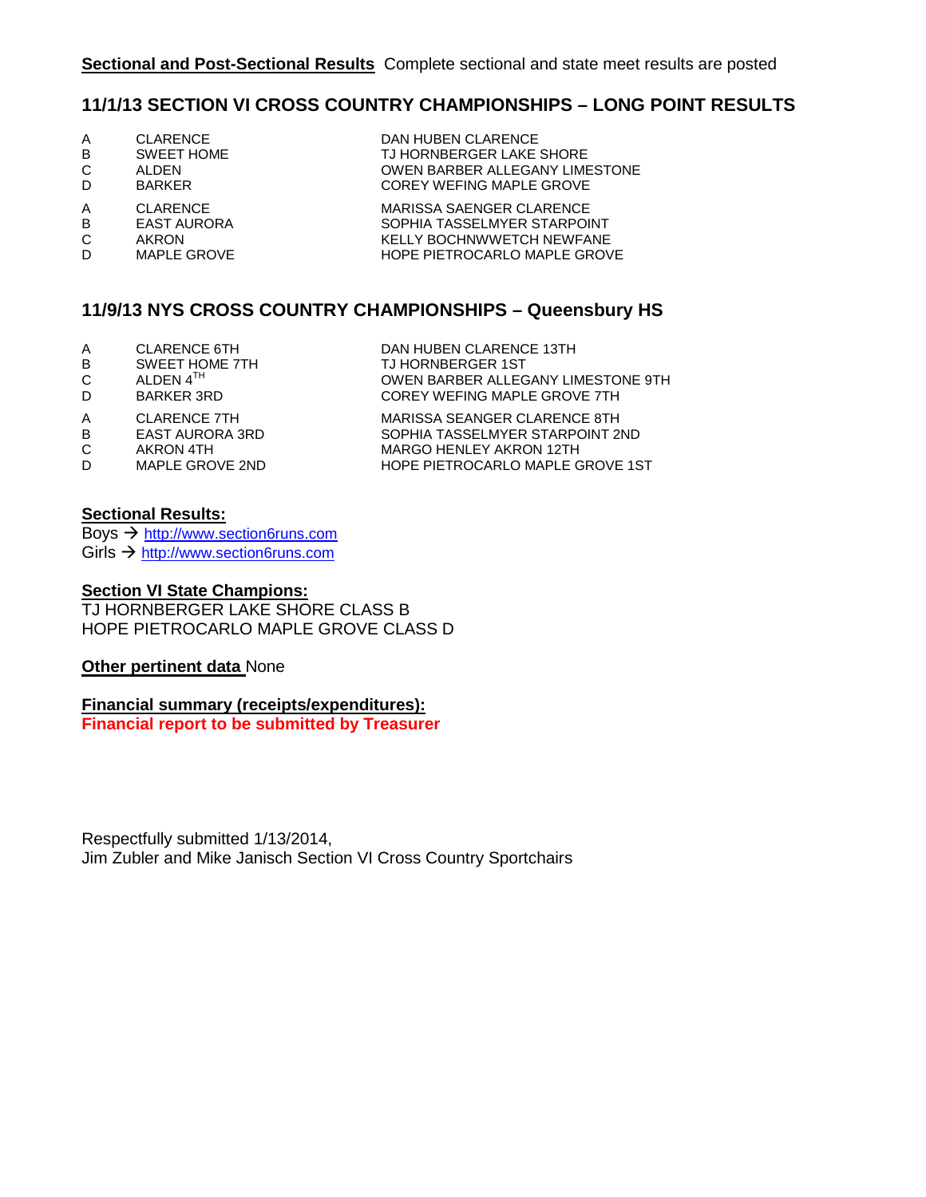**Sectional and Post-Sectional Results** Complete sectional and state meet results are posted

## 11/1/13 SECTION VI CROSS COUNTRY CHAMPIONSHIPS – LONG POINT RESULTS

| | | |
|---|---|---|
| A | CLARENCE | DAN HUBEN CLARENCE |
| B | SWEET HOME | TJ HORNBERGER LAKE SHORE |
| C | ALDEN | OWEN BARBER ALLEGANY LIMESTONE |
| D | BARKER | COREY WEFING MAPLE GROVE |
| A | CLARENCE | MARISSA SAENGER CLARENCE |
| B | EAST AURORA | SOPHIA TASSELMYER STARPOINT |
| C | AKRON | KELLY BOCHNWWETCH NEWFANE |
| D | MAPLE GROVE | HOPE PIETROCARLO MAPLE GROVE |

## 11/9/13 NYS CROSS COUNTRY CHAMPIONSHIPS – Queensbury HS

| | | |
|---|---|---|
| A | CLARENCE 6TH | DAN HUBEN CLARENCE 13TH |
| B | SWEET HOME 7TH | TJ HORNBERGER 1ST |
| C | ALDEN 4TH | OWEN BARBER ALLEGANY LIMESTONE 9TH |
| D | BARKER 3RD | COREY WEFING MAPLE GROVE 7TH |
| A | CLARENCE 7TH | MARISSA SEANGER CLARENCE 8TH |
| B | EAST AURORA 3RD | SOPHIA TASSELMYER STARPOINT 2ND |
| C | AKRON 4TH | MARGO HENLEY AKRON 12TH |
| D | MAPLE GROVE 2ND | HOPE PIETROCARLO MAPLE GROVE 1ST |

**Sectional Results:**

Boys → http://www.section6runs.com

Girls → http://www.section6runs.com

**Section VI State Champions:**

TJ HORNBERGER LAKE SHORE CLASS B

HOPE PIETROCARLO MAPLE GROVE CLASS D

**Other pertinent data** None

**Financial summary (receipts/expenditures):**

**Financial report to be submitted by Treasurer**

Respectfully submitted 1/13/2014,

Jim Zubler and Mike Janisch Section VI Cross Country Sportchairs